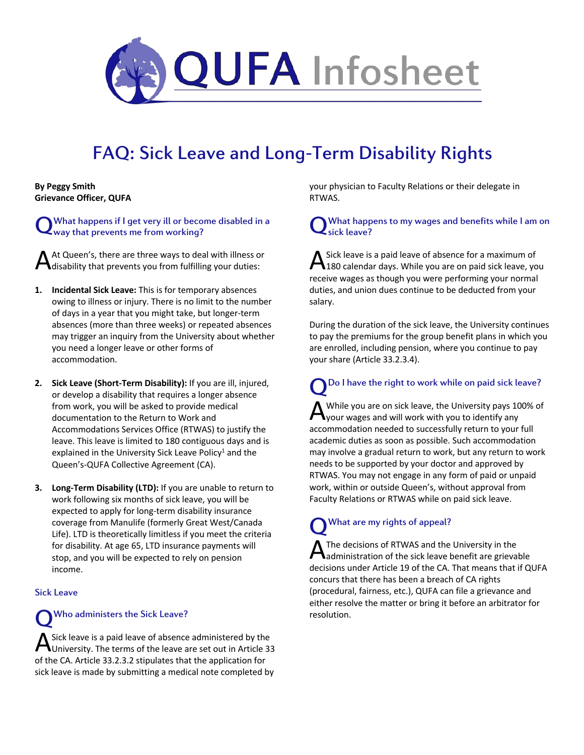# QUFA Infosheet

## FAQ: Sick Leave and Long-Term Disability Rights

**By Peggy Smith**
**Grievance Officer, QUFA**

### Q What happens if I get very ill or become disabled in a way that prevents me from working?

A At Queen's, there are three ways to deal with illness or disability that prevents you from fulfilling your duties:

1. **Incidental Sick Leave:** This is for temporary absences owing to illness or injury. There is no limit to the number of days in a year that you might take, but longer-term absences (more than three weeks) or repeated absences may trigger an inquiry from the University about whether you need a longer leave or other forms of accommodation.

2. **Sick Leave (Short-Term Disability):** If you are ill, injured, or develop a disability that requires a longer absence from work, you will be asked to provide medical documentation to the Return to Work and Accommodations Services Office (RTWAS) to justify the leave. This leave is limited to 180 contiguous days and is explained in the University Sick Leave Policy[1] and the Queen's-QUFA Collective Agreement (CA).

3. **Long-Term Disability (LTD):** If you are unable to return to work following six months of sick leave, you will be expected to apply for long-term disability insurance coverage from Manulife (formerly Great West/Canada Life). LTD is theoretically limitless if you meet the criteria for disability. At age 65, LTD insurance payments will stop, and you will be expected to rely on pension income.

## Sick Leave

### Q Who administers the Sick Leave?

A Sick leave is a paid leave of absence administered by the University. The terms of the leave are set out in Article 33 of the CA. Article 33.2.3.2 stipulates that the application for sick leave is made by submitting a medical note completed by your physician to Faculty Relations or their delegate in RTWAS.

### Q What happens to my wages and benefits while I am on sick leave?

A Sick leave is a paid leave of absence for a maximum of 180 calendar days. While you are on paid sick leave, you receive wages as though you were performing your normal duties, and union dues continue to be deducted from your salary.

During the duration of the sick leave, the University continues to pay the premiums for the group benefit plans in which you are enrolled, including pension, where you continue to pay your share (Article 33.2.3.4).

### Q Do I have the right to work while on paid sick leave?

A While you are on sick leave, the University pays 100% of your wages and will work with you to identify any accommodation needed to successfully return to your full academic duties as soon as possible. Such accommodation may involve a gradual return to work, but any return to work needs to be supported by your doctor and approved by RTWAS. You may not engage in any form of paid or unpaid work, within or outside Queen's, without approval from Faculty Relations or RTWAS while on paid sick leave.

### Q What are my rights of appeal?

A The decisions of RTWAS and the University in the administration of the sick leave benefit are grievable decisions under Article 19 of the CA. That means that if QUFA concurs that there has been a breach of CA rights (procedural, fairness, etc.), QUFA can file a grievance and either resolve the matter or bring it before an arbitrator for resolution.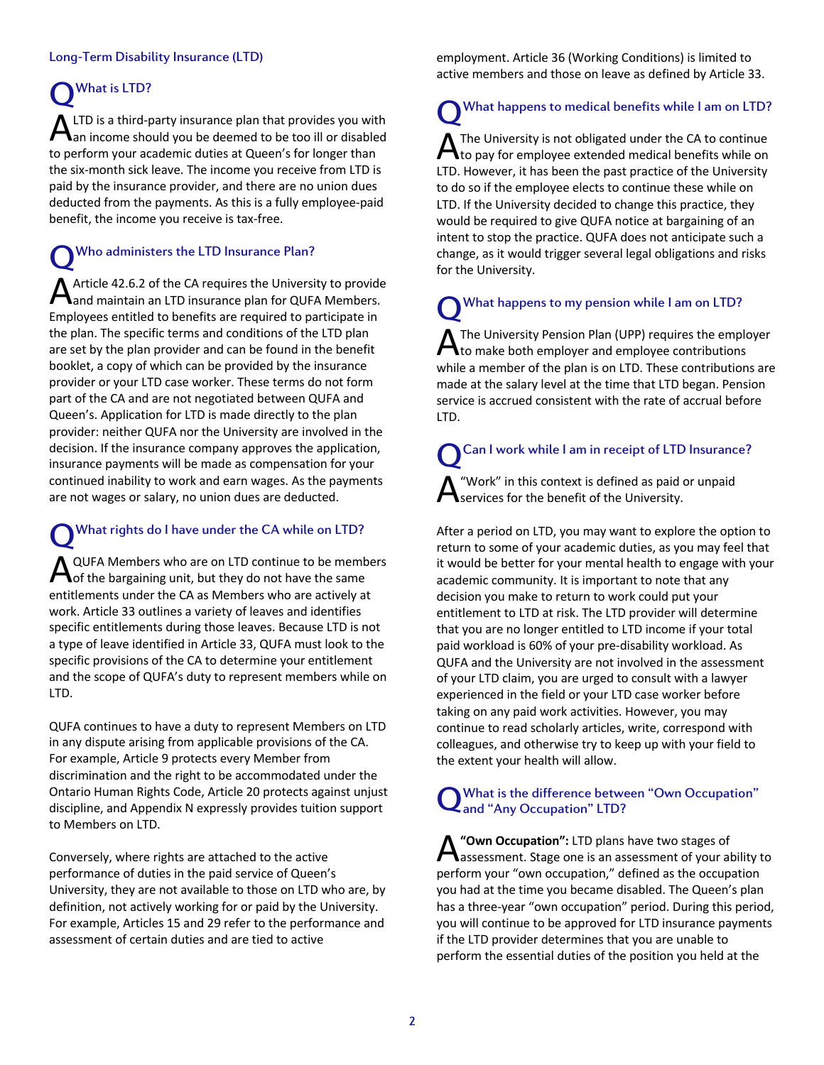## Long-Term Disability Insurance (LTD)

### Q What is LTD?

**A** LTD is a third-party insurance plan that provides you with an income should you be deemed to be too ill or disabled to perform your academic duties at Queen's for longer than the six-month sick leave. The income you receive from LTD is paid by the insurance provider, and there are no union dues deducted from the payments. As this is a fully employee-paid benefit, the income you receive is tax-free.

### Q Who administers the LTD Insurance Plan?

**A** Article 42.6.2 of the CA requires the University to provide and maintain an LTD insurance plan for QUFA Members. Employees entitled to benefits are required to participate in the plan. The specific terms and conditions of the LTD plan are set by the plan provider and can be found in the benefit booklet, a copy of which can be provided by the insurance provider or your LTD case worker. These terms do not form part of the CA and are not negotiated between QUFA and Queen's. Application for LTD is made directly to the plan provider: neither QUFA nor the University are involved in the decision. If the insurance company approves the application, insurance payments will be made as compensation for your continued inability to work and earn wages. As the payments are not wages or salary, no union dues are deducted.

### Q What rights do I have under the CA while on LTD?

**A** QUFA Members who are on LTD continue to be members of the bargaining unit, but they do not have the same entitlements under the CA as Members who are actively at work. Article 33 outlines a variety of leaves and identifies specific entitlements during those leaves. Because LTD is not a type of leave identified in Article 33, QUFA must look to the specific provisions of the CA to determine your entitlement and the scope of QUFA's duty to represent members while on LTD.

QUFA continues to have a duty to represent Members on LTD in any dispute arising from applicable provisions of the CA. For example, Article 9 protects every Member from discrimination and the right to be accommodated under the Ontario Human Rights Code, Article 20 protects against unjust discipline, and Appendix N expressly provides tuition support to Members on LTD.

Conversely, where rights are attached to the active performance of duties in the paid service of Queen's University, they are not available to those on LTD who are, by definition, not actively working for or paid by the University. For example, Articles 15 and 29 refer to the performance and assessment of certain duties and are tied to active employment. Article 36 (Working Conditions) is limited to active members and those on leave as defined by Article 33.

### Q What happens to medical benefits while I am on LTD?

**A** The University is not obligated under the CA to continue to pay for employee extended medical benefits while on LTD. However, it has been the past practice of the University to do so if the employee elects to continue these while on LTD. If the University decided to change this practice, they would be required to give QUFA notice at bargaining of an intent to stop the practice. QUFA does not anticipate such a change, as it would trigger several legal obligations and risks for the University.

### Q What happens to my pension while I am on LTD?

**A** The University Pension Plan (UPP) requires the employer to make both employer and employee contributions while a member of the plan is on LTD. These contributions are made at the salary level at the time that LTD began. Pension service is accrued consistent with the rate of accrual before LTD.

### Q Can I work while I am in receipt of LTD Insurance?

**A** "Work" in this context is defined as paid or unpaid services for the benefit of the University.

After a period on LTD, you may want to explore the option to return to some of your academic duties, as you may feel that it would be better for your mental health to engage with your academic community. It is important to note that any decision you make to return to work could put your entitlement to LTD at risk. The LTD provider will determine that you are no longer entitled to LTD income if your total paid workload is 60% of your pre-disability workload. As QUFA and the University are not involved in the assessment of your LTD claim, you are urged to consult with a lawyer experienced in the field or your LTD case worker before taking on any paid work activities. However, you may continue to read scholarly articles, write, correspond with colleagues, and otherwise try to keep up with your field to the extent your health will allow.

### Q What is the difference between "Own Occupation" and "Any Occupation" LTD?

**A** **"Own Occupation":** LTD plans have two stages of assessment. Stage one is an assessment of your ability to perform your "own occupation," defined as the occupation you had at the time you became disabled. The Queen's plan has a three-year "own occupation" period. During this period, you will continue to be approved for LTD insurance payments if the LTD provider determines that you are unable to perform the essential duties of the position you held at the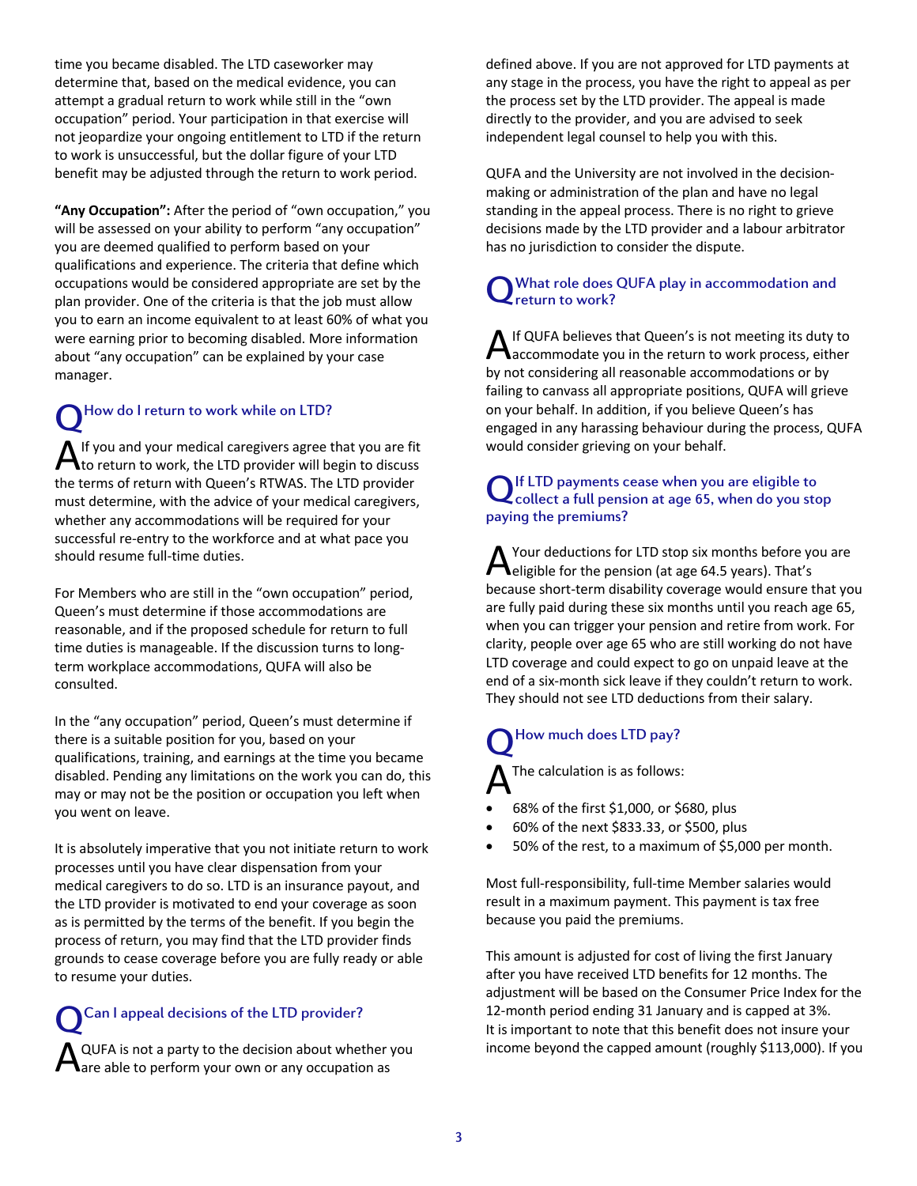time you became disabled. The LTD caseworker may determine that, based on the medical evidence, you can attempt a gradual return to work while still in the "own occupation" period. Your participation in that exercise will not jeopardize your ongoing entitlement to LTD if the return to work is unsuccessful, but the dollar figure of your LTD benefit may be adjusted through the return to work period.

**"Any Occupation":** After the period of "own occupation," you will be assessed on your ability to perform "any occupation" you are deemed qualified to perform based on your qualifications and experience. The criteria that define which occupations would be considered appropriate are set by the plan provider. One of the criteria is that the job must allow you to earn an income equivalent to at least 60% of what you were earning prior to becoming disabled. More information about "any occupation" can be explained by your case manager.

### Q How do I return to work while on LTD?

**A** If you and your medical caregivers agree that you are fit to return to work, the LTD provider will begin to discuss the terms of return with Queen's RTWAS. The LTD provider must determine, with the advice of your medical caregivers, whether any accommodations will be required for your successful re-entry to the workforce and at what pace you should resume full-time duties.

For Members who are still in the "own occupation" period, Queen's must determine if those accommodations are reasonable, and if the proposed schedule for return to full time duties is manageable. If the discussion turns to long-term workplace accommodations, QUFA will also be consulted.

In the "any occupation" period, Queen's must determine if there is a suitable position for you, based on your qualifications, training, and earnings at the time you became disabled. Pending any limitations on the work you can do, this may or may not be the position or occupation you left when you went on leave.

It is absolutely imperative that you not initiate return to work processes until you have clear dispensation from your medical caregivers to do so. LTD is an insurance payout, and the LTD provider is motivated to end your coverage as soon as is permitted by the terms of the benefit. If you begin the process of return, you may find that the LTD provider finds grounds to cease coverage before you are fully ready or able to resume your duties.

### Q Can I appeal decisions of the LTD provider?

**A** QUFA is not a party to the decision about whether you are able to perform your own or any occupation as defined above. If you are not approved for LTD payments at any stage in the process, you have the right to appeal as per the process set by the LTD provider. The appeal is made directly to the provider, and you are advised to seek independent legal counsel to help you with this.

QUFA and the University are not involved in the decision-making or administration of the plan and have no legal standing in the appeal process. There is no right to grieve decisions made by the LTD provider and a labour arbitrator has no jurisdiction to consider the dispute.

### Q What role does QUFA play in accommodation and return to work?

**A** If QUFA believes that Queen's is not meeting its duty to accommodate you in the return to work process, either by not considering all reasonable accommodations or by failing to canvass all appropriate positions, QUFA will grieve on your behalf. In addition, if you believe Queen's has engaged in any harassing behaviour during the process, QUFA would consider grieving on your behalf.

### Q If LTD payments cease when you are eligible to collect a full pension at age 65, when do you stop paying the premiums?

**A** Your deductions for LTD stop six months before you are eligible for the pension (at age 64.5 years). That's because short-term disability coverage would ensure that you are fully paid during these six months until you reach age 65, when you can trigger your pension and retire from work. For clarity, people over age 65 who are still working do not have LTD coverage and could expect to go on unpaid leave at the end of a six-month sick leave if they couldn't return to work. They should not see LTD deductions from their salary.

### Q How much does LTD pay?

**A** The calculation is as follows:

- 68% of the first $1,000, or $680, plus
- 60% of the next $833.33, or $500, plus
- 50% of the rest, to a maximum of $5,000 per month.

Most full-responsibility, full-time Member salaries would result in a maximum payment. This payment is tax free because you paid the premiums.

This amount is adjusted for cost of living the first January after you have received LTD benefits for 12 months. The adjustment will be based on the Consumer Price Index for the 12-month period ending 31 January and is capped at 3%. It is important to note that this benefit does not insure your income beyond the capped amount (roughly $113,000). If you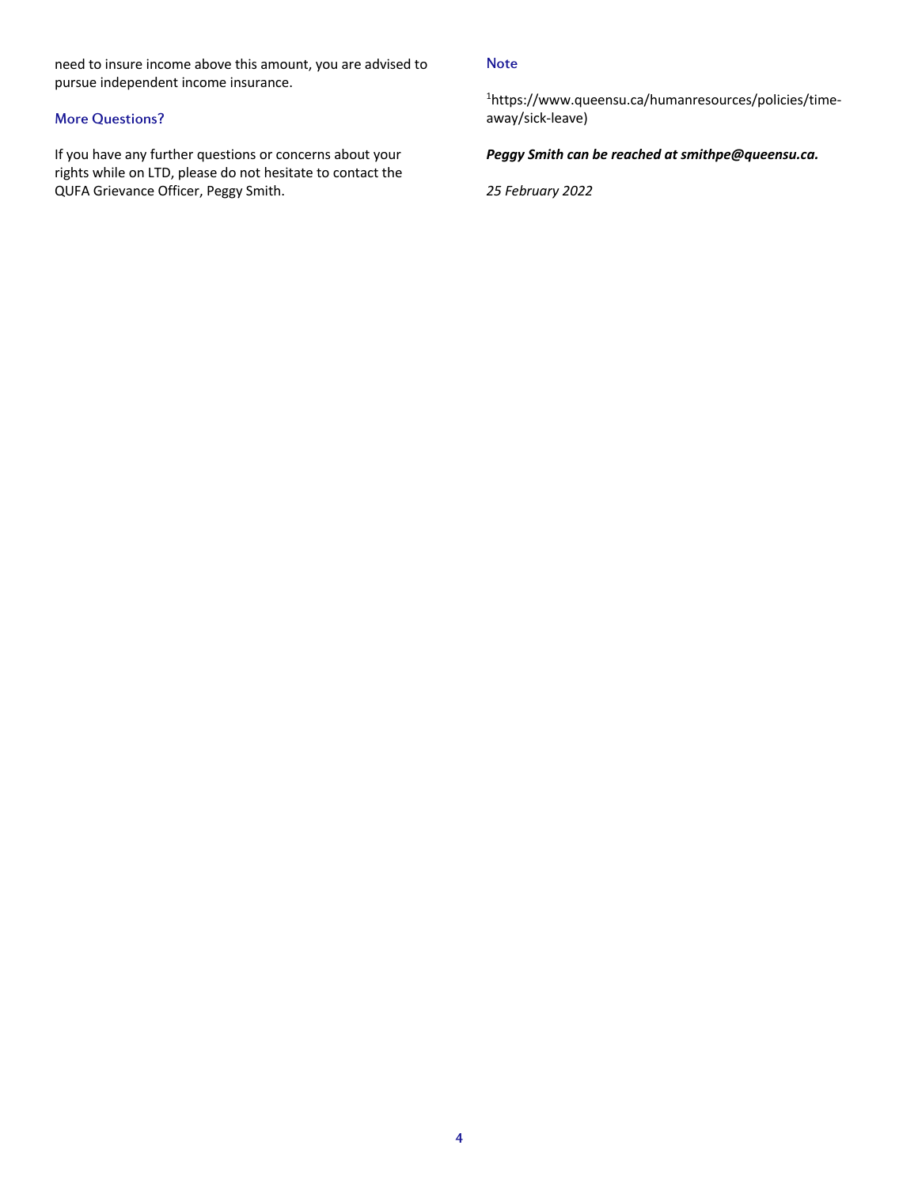need to insure income above this amount, you are advised to pursue independent income insurance.

## More Questions?

If you have any further questions or concerns about your rights while on LTD, please do not hesitate to contact the QUFA Grievance Officer, Peggy Smith.

## Note

[1]https://www.queensu.ca/humanresources/policies/time-away/sick-leave)

***Peggy Smith can be reached at smithpe@queensu.ca.***

*25 February 2022*